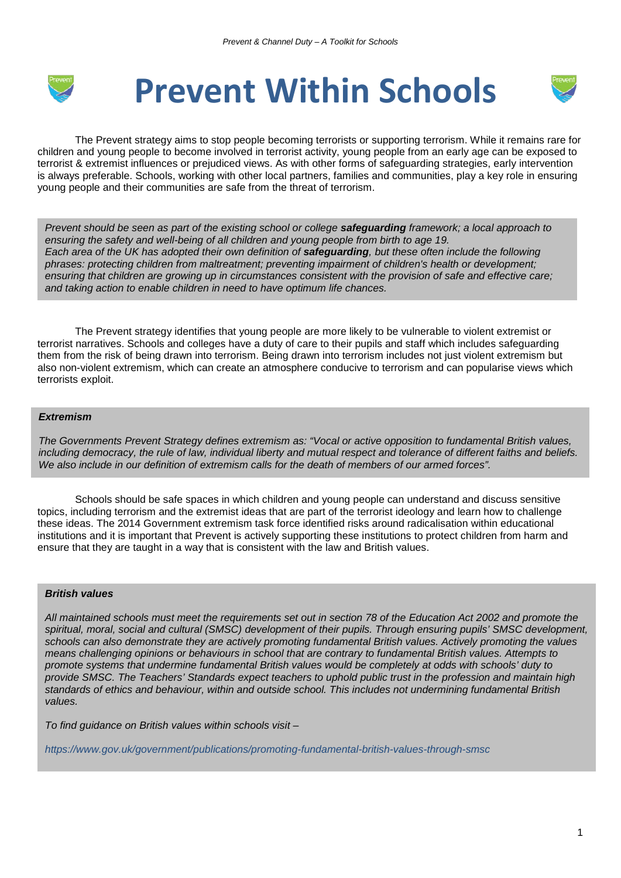# Prevent Within Schools

The Prevent strategy aims to stop people becoming terrorists or supporting terrorism. While it remains rare for children and young people to become involved in terrorist activity, young people from an early age can be exposed to terrorist & extremist influences or prejudiced views. As with other forms of safeguarding strategies, early intervention is always preferable. Schools, working with other local partners, families and communities, play a key role in ensuring young people and their communities are safe from the threat of terrorism.

*Prevent should be seen as part of the existing school or college **safeguarding** framework; a local approach to ensuring the safety and well-being of all children and young people from birth to age 19.*
*Each area of the UK has adopted their own definition of **safeguarding**, but these often include the following phrases: protecting children from maltreatment; preventing impairment of children's health or development; ensuring that children are growing up in circumstances consistent with the provision of safe and effective care; and taking action to enable children in need to have optimum life chances.*

The Prevent strategy identifies that young people are more likely to be vulnerable to violent extremist or terrorist narratives. Schools and colleges have a duty of care to their pupils and staff which includes safeguarding them from the risk of being drawn into terrorism. Being drawn into terrorism includes not just violent extremism but also non-violent extremism, which can create an atmosphere conducive to terrorism and can popularise views which terrorists exploit.

***Extremism***

*The Governments Prevent Strategy defines extremism as: "Vocal or active opposition to fundamental British values, including democracy, the rule of law, individual liberty and mutual respect and tolerance of different faiths and beliefs. We also include in our definition of extremism calls for the death of members of our armed forces".*

Schools should be safe spaces in which children and young people can understand and discuss sensitive topics, including terrorism and the extremist ideas that are part of the terrorist ideology and learn how to challenge these ideas. The 2014 Government extremism task force identified risks around radicalisation within educational institutions and it is important that Prevent is actively supporting these institutions to protect children from harm and ensure that they are taught in a way that is consistent with the law and British values.

***British values***

*All maintained schools must meet the requirements set out in section 78 of the Education Act 2002 and promote the spiritual, moral, social and cultural (SMSC) development of their pupils. Through ensuring pupils' SMSC development, schools can also demonstrate they are actively promoting fundamental British values. Actively promoting the values means challenging opinions or behaviours in school that are contrary to fundamental British values. Attempts to promote systems that undermine fundamental British values would be completely at odds with schools' duty to provide SMSC. The Teachers' Standards expect teachers to uphold public trust in the profession and maintain high standards of ethics and behaviour, within and outside school. This includes not undermining fundamental British values.*

*To find guidance on British values within schools visit –*

*https://www.gov.uk/government/publications/promoting-fundamental-british-values-through-smsc*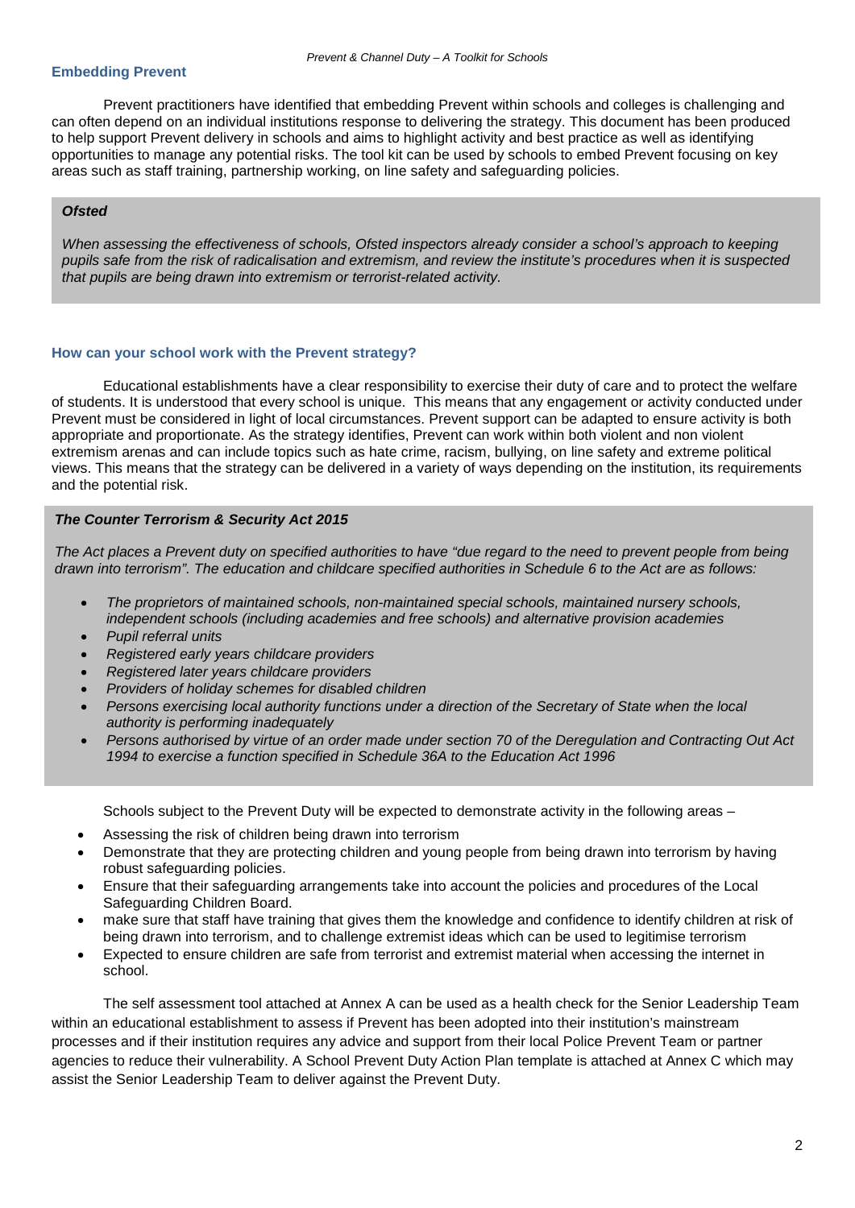## Embedding Prevent

Prevent practitioners have identified that embedding Prevent within schools and colleges is challenging and can often depend on an individual institutions response to delivering the strategy. This document has been produced to help support Prevent delivery in schools and aims to highlight activity and best practice as well as identifying opportunities to manage any potential risks. The tool kit can be used by schools to embed Prevent focusing on key areas such as staff training, partnership working, on line safety and safeguarding policies.

> ***Ofsted***
>
> *When assessing the effectiveness of schools, Ofsted inspectors already consider a school's approach to keeping pupils safe from the risk of radicalisation and extremism, and review the institute's procedures when it is suspected that pupils are being drawn into extremism or terrorist-related activity.*

## How can your school work with the Prevent strategy?

Educational establishments have a clear responsibility to exercise their duty of care and to protect the welfare of students. It is understood that every school is unique. This means that any engagement or activity conducted under Prevent must be considered in light of local circumstances. Prevent support can be adapted to ensure activity is both appropriate and proportionate. As the strategy identifies, Prevent can work within both violent and non violent extremism arenas and can include topics such as hate crime, racism, bullying, on line safety and extreme political views. This means that the strategy can be delivered in a variety of ways depending on the institution, its requirements and the potential risk.

> ***The Counter Terrorism & Security Act 2015***
>
> *The Act places a Prevent duty on specified authorities to have "due regard to the need to prevent people from being drawn into terrorism". The education and childcare specified authorities in Schedule 6 to the Act are as follows:*
>
> - *The proprietors of maintained schools, non-maintained special schools, maintained nursery schools, independent schools (including academies and free schools) and alternative provision academies*
> - *Pupil referral units*
> - *Registered early years childcare providers*
> - *Registered later years childcare providers*
> - *Providers of holiday schemes for disabled children*
> - *Persons exercising local authority functions under a direction of the Secretary of State when the local authority is performing inadequately*
> - *Persons authorised by virtue of an order made under section 70 of the Deregulation and Contracting Out Act 1994 to exercise a function specified in Schedule 36A to the Education Act 1996*

Schools subject to the Prevent Duty will be expected to demonstrate activity in the following areas –

- Assessing the risk of children being drawn into terrorism
- Demonstrate that they are protecting children and young people from being drawn into terrorism by having robust safeguarding policies.
- Ensure that their safeguarding arrangements take into account the policies and procedures of the Local Safeguarding Children Board.
- make sure that staff have training that gives them the knowledge and confidence to identify children at risk of being drawn into terrorism, and to challenge extremist ideas which can be used to legitimise terrorism
- Expected to ensure children are safe from terrorist and extremist material when accessing the internet in school.

The self assessment tool attached at Annex A can be used as a health check for the Senior Leadership Team within an educational establishment to assess if Prevent has been adopted into their institution's mainstream processes and if their institution requires any advice and support from their local Police Prevent Team or partner agencies to reduce their vulnerability. A School Prevent Duty Action Plan template is attached at Annex C which may assist the Senior Leadership Team to deliver against the Prevent Duty.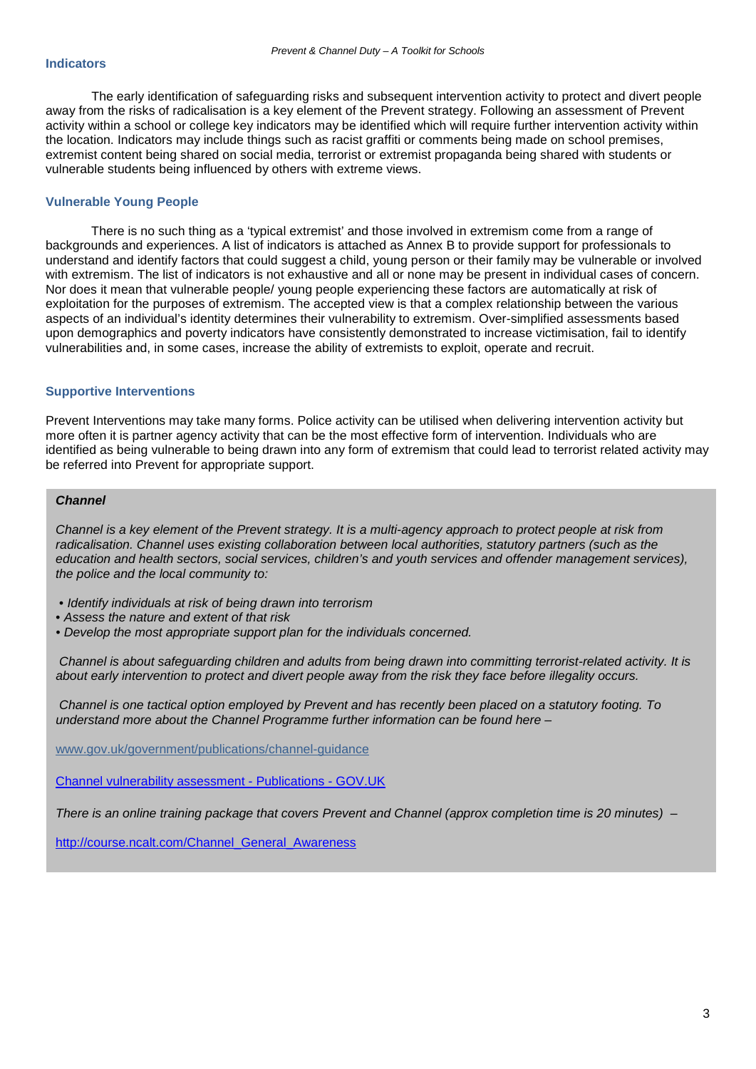## Indicators

The early identification of safeguarding risks and subsequent intervention activity to protect and divert people away from the risks of radicalisation is a key element of the Prevent strategy. Following an assessment of Prevent activity within a school or college key indicators may be identified which will require further intervention activity within the location. Indicators may include things such as racist graffiti or comments being made on school premises, extremist content being shared on social media, terrorist or extremist propaganda being shared with students or vulnerable students being influenced by others with extreme views.

## Vulnerable Young People

There is no such thing as a 'typical extremist' and those involved in extremism come from a range of backgrounds and experiences. A list of indicators is attached as Annex B to provide support for professionals to understand and identify factors that could suggest a child, young person or their family may be vulnerable or involved with extremism. The list of indicators is not exhaustive and all or none may be present in individual cases of concern. Nor does it mean that vulnerable people/ young people experiencing these factors are automatically at risk of exploitation for the purposes of extremism. The accepted view is that a complex relationship between the various aspects of an individual's identity determines their vulnerability to extremism. Over-simplified assessments based upon demographics and poverty indicators have consistently demonstrated to increase victimisation, fail to identify vulnerabilities and, in some cases, increase the ability of extremists to exploit, operate and recruit.

## Supportive Interventions

Prevent Interventions may take many forms. Police activity can be utilised when delivering intervention activity but more often it is partner agency activity that can be the most effective form of intervention. Individuals who are identified as being vulnerable to being drawn into any form of extremism that could lead to terrorist related activity may be referred into Prevent for appropriate support.

***Channel***

*Channel is a key element of the Prevent strategy. It is a multi-agency approach to protect people at risk from radicalisation. Channel uses existing collaboration between local authorities, statutory partners (such as the education and health sectors, social services, children's and youth services and offender management services), the police and the local community to:*

- *Identify individuals at risk of being drawn into terrorism*
- *Assess the nature and extent of that risk*
- *Develop the most appropriate support plan for the individuals concerned.*

*Channel is about safeguarding children and adults from being drawn into committing terrorist-related activity. It is about early intervention to protect and divert people away from the risk they face before illegality occurs.*

*Channel is one tactical option employed by Prevent and has recently been placed on a statutory footing. To understand more about the Channel Programme further information can be found here –*

www.gov.uk/government/publications/channel-guidance

Channel vulnerability assessment - Publications - GOV.UK

*There is an online training package that covers Prevent and Channel (approx completion time is 20 minutes) –*

http://course.ncalt.com/Channel_General_Awareness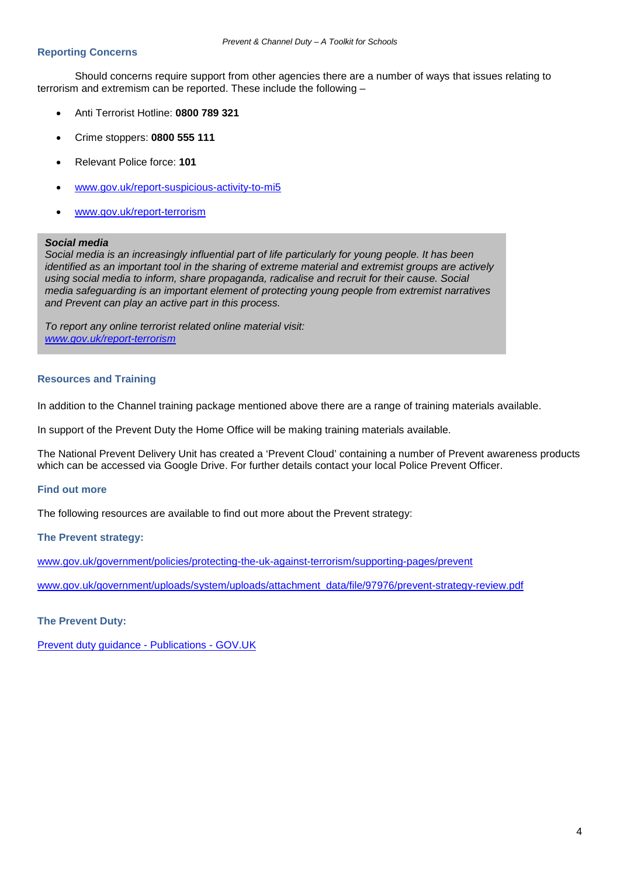## Reporting Concerns

Should concerns require support from other agencies there are a number of ways that issues relating to terrorism and extremism can be reported. These include the following –

- Anti Terrorist Hotline: **0800 789 321**
- Crime stoppers: **0800 555 111**
- Relevant Police force: **101**
- www.gov.uk/report-suspicious-activity-to-mi5
- www.gov.uk/report-terrorism

> ***Social media***
> *Social media is an increasingly influential part of life particularly for young people. It has been identified as an important tool in the sharing of extreme material and extremist groups are actively using social media to inform, share propaganda, radicalise and recruit for their cause. Social media safeguarding is an important element of protecting young people from extremist narratives and Prevent can play an active part in this process.*
>
> *To report any online terrorist related online material visit:*
> *www.gov.uk/report-terrorism*

## Resources and Training

In addition to the Channel training package mentioned above there are a range of training materials available.

In support of the Prevent Duty the Home Office will be making training materials available.

The National Prevent Delivery Unit has created a 'Prevent Cloud' containing a number of Prevent awareness products which can be accessed via Google Drive. For further details contact your local Police Prevent Officer.

## Find out more

The following resources are available to find out more about the Prevent strategy:

### The Prevent strategy:

www.gov.uk/government/policies/protecting-the-uk-against-terrorism/supporting-pages/prevent

www.gov.uk/government/uploads/system/uploads/attachment_data/file/97976/prevent-strategy-review.pdf

### The Prevent Duty:

Prevent duty guidance - Publications - GOV.UK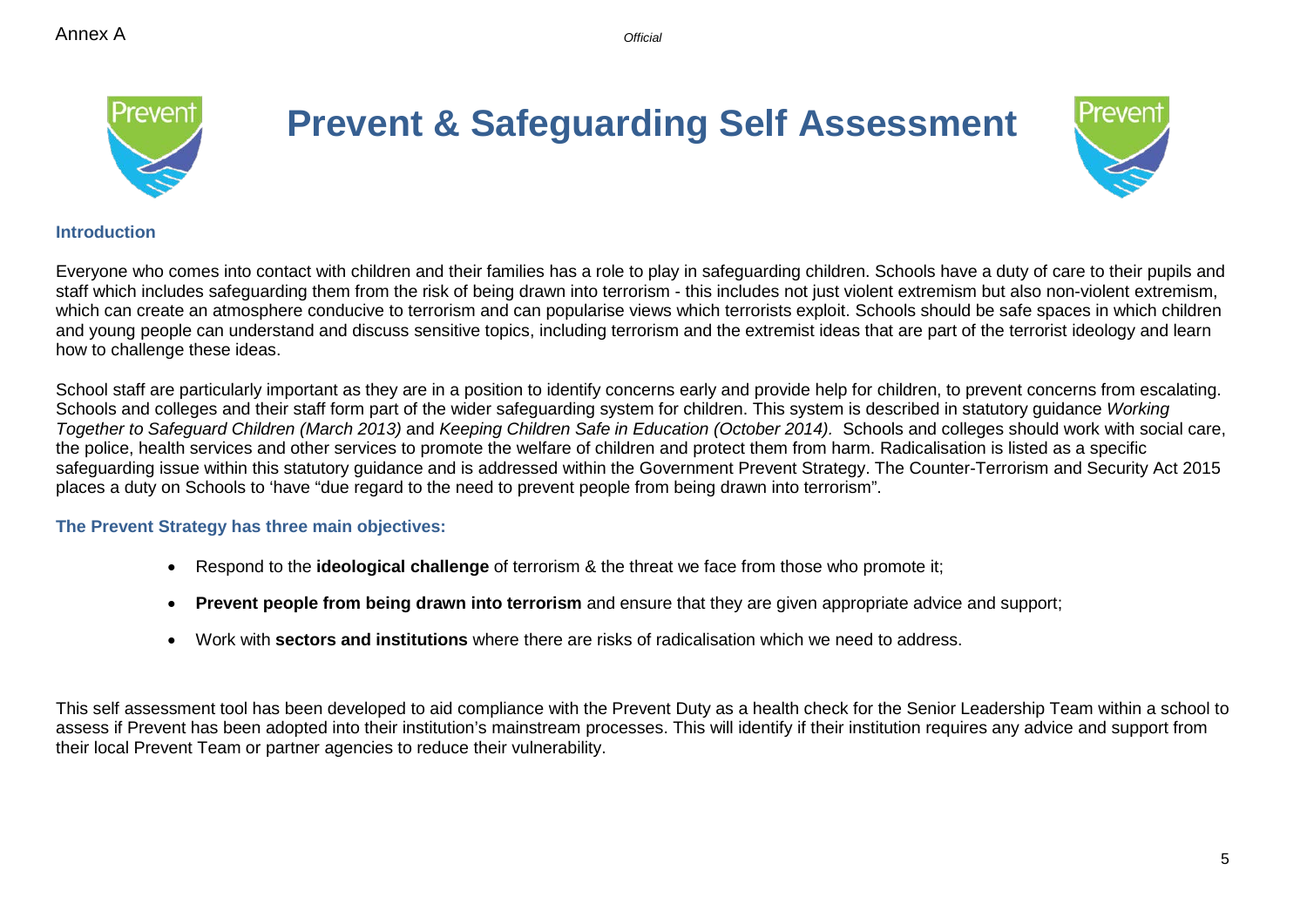Annex A

*Official*

# Prevent & Safeguarding Self Assessment

## Introduction

Everyone who comes into contact with children and their families has a role to play in safeguarding children. Schools have a duty of care to their pupils and staff which includes safeguarding them from the risk of being drawn into terrorism - this includes not just violent extremism but also non-violent extremism, which can create an atmosphere conducive to terrorism and can popularise views which terrorists exploit. Schools should be safe spaces in which children and young people can understand and discuss sensitive topics, including terrorism and the extremist ideas that are part of the terrorist ideology and learn how to challenge these ideas.

School staff are particularly important as they are in a position to identify concerns early and provide help for children, to prevent concerns from escalating. Schools and colleges and their staff form part of the wider safeguarding system for children. This system is described in statutory guidance *Working Together to Safeguard Children (March 2013)* and *Keeping Children Safe in Education (October 2014).* Schools and colleges should work with social care, the police, health services and other services to promote the welfare of children and protect them from harm. Radicalisation is listed as a specific safeguarding issue within this statutory guidance and is addressed within the Government Prevent Strategy. The Counter-Terrorism and Security Act 2015 places a duty on Schools to 'have "due regard to the need to prevent people from being drawn into terrorism".

### The Prevent Strategy has three main objectives:

- Respond to the **ideological challenge** of terrorism & the threat we face from those who promote it;
- **Prevent people from being drawn into terrorism** and ensure that they are given appropriate advice and support;
- Work with **sectors and institutions** where there are risks of radicalisation which we need to address.

This self assessment tool has been developed to aid compliance with the Prevent Duty as a health check for the Senior Leadership Team within a school to assess if Prevent has been adopted into their institution's mainstream processes. This will identify if their institution requires any advice and support from their local Prevent Team or partner agencies to reduce their vulnerability.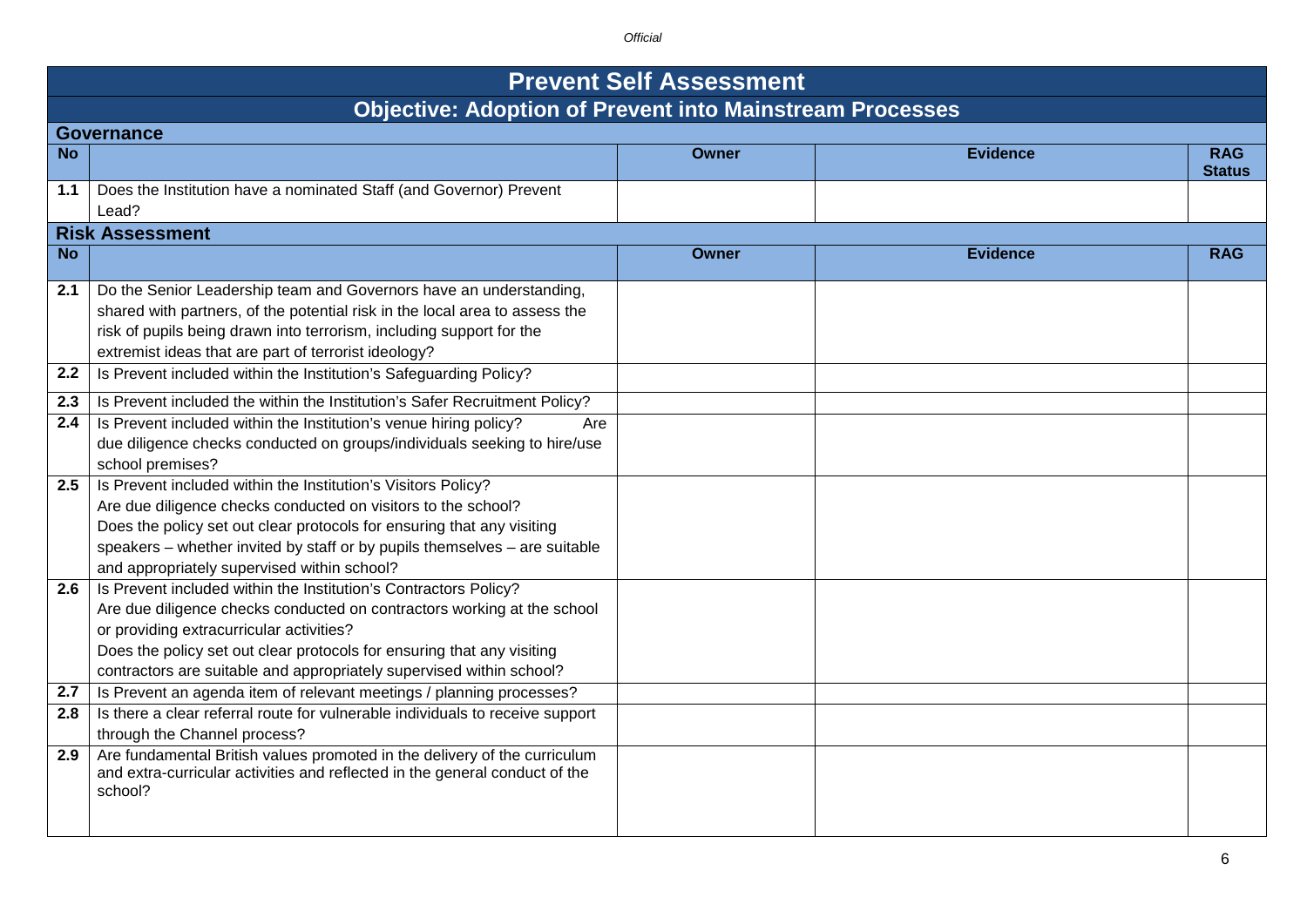# Prevent Self Assessment

## Objective: Adoption of Prevent into Mainstream Processes

### Governance

| No | | Owner | Evidence | RAG Status |
|---|---|---|---|---|
| 1.1 | Does the Institution have a nominated Staff (and Governor) Prevent Lead? | | | |

### Risk Assessment

| No | | Owner | Evidence | RAG |
|---|---|---|---|---|
| 2.1 | Do the Senior Leadership team and Governors have an understanding, shared with partners, of the potential risk in the local area to assess the risk of pupils being drawn into terrorism, including support for the extremist ideas that are part of terrorist ideology? | | | |
| 2.2 | Is Prevent included within the Institution's Safeguarding Policy? | | | |
| 2.3 | Is Prevent included the within the Institution's Safer Recruitment Policy? | | | |
| 2.4 | Is Prevent included within the Institution's venue hiring policy? Are due diligence checks conducted on groups/individuals seeking to hire/use school premises? | | | |
| 2.5 | Is Prevent included within the Institution's Visitors Policy? Are due diligence checks conducted on visitors to the school? Does the policy set out clear protocols for ensuring that any visiting speakers – whether invited by staff or by pupils themselves – are suitable and appropriately supervised within school? | | | |
| 2.6 | Is Prevent included within the Institution's Contractors Policy? Are due diligence checks conducted on contractors working at the school or providing extracurricular activities? Does the policy set out clear protocols for ensuring that any visiting contractors are suitable and appropriately supervised within school? | | | |
| 2.7 | Is Prevent an agenda item of relevant meetings / planning processes? | | | |
| 2.8 | Is there a clear referral route for vulnerable individuals to receive support through the Channel process? | | | |
| 2.9 | Are fundamental British values promoted in the delivery of the curriculum and extra-curricular activities and reflected in the general conduct of the school? | | | |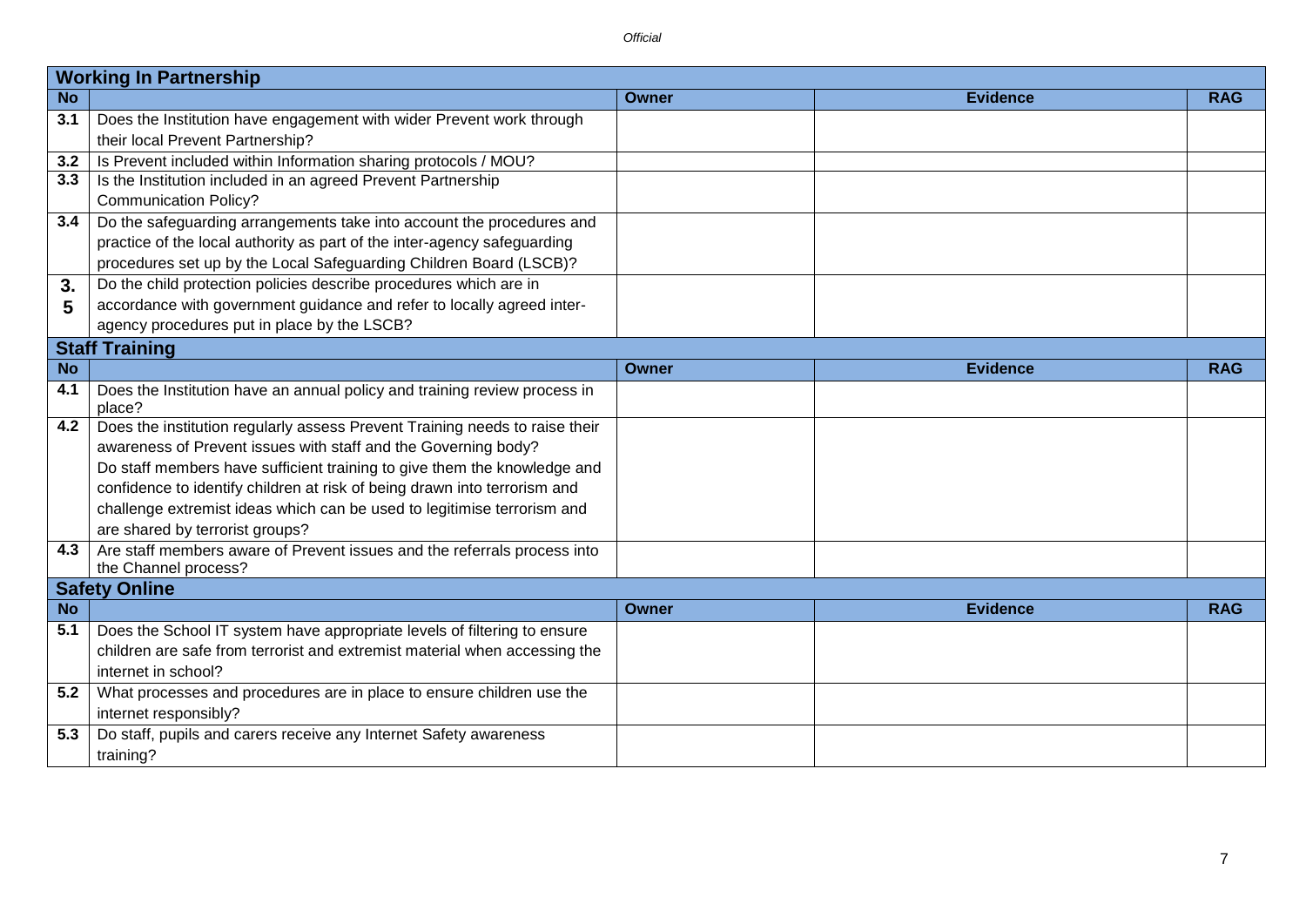## Working In Partnership

| No | | Owner | Evidence | RAG |
|---|---|---|---|---|
| 3.1 | Does the Institution have engagement with wider Prevent work through their local Prevent Partnership? | | | |
| 3.2 | Is Prevent included within Information sharing protocols / MOU? | | | |
| 3.3 | Is the Institution included in an agreed Prevent Partnership Communication Policy? | | | |
| 3.4 | Do the safeguarding arrangements take into account the procedures and practice of the local authority as part of the inter-agency safeguarding procedures set up by the Local Safeguarding Children Board (LSCB)? | | | |
| 3.5 | Do the child protection policies describe procedures which are in accordance with government guidance and refer to locally agreed inter-agency procedures put in place by the LSCB? | | | |

## Staff Training

| No | | Owner | Evidence | RAG |
|---|---|---|---|---|
| 4.1 | Does the Institution have an annual policy and training review process in place? | | | |
| 4.2 | Does the institution regularly assess Prevent Training needs to raise their awareness of Prevent issues with staff and the Governing body? Do staff members have sufficient training to give them the knowledge and confidence to identify children at risk of being drawn into terrorism and challenge extremist ideas which can be used to legitimise terrorism and are shared by terrorist groups? | | | |
| 4.3 | Are staff members aware of Prevent issues and the referrals process into the Channel process? | | | |

## Safety Online

| No | | Owner | Evidence | RAG |
|---|---|---|---|---|
| 5.1 | Does the School IT system have appropriate levels of filtering to ensure children are safe from terrorist and extremist material when accessing the internet in school? | | | |
| 5.2 | What processes and procedures are in place to ensure children use the internet responsibly? | | | |
| 5.3 | Do staff, pupils and carers receive any Internet Safety awareness training? | | | |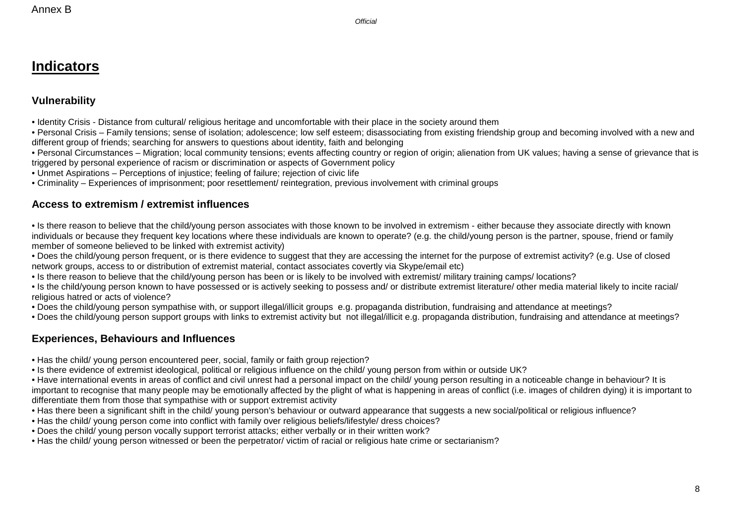Annex B

*Official*

# Indicators

## Vulnerability

• Identity Crisis - Distance from cultural/ religious heritage and uncomfortable with their place in the society around them
• Personal Crisis – Family tensions; sense of isolation; adolescence; low self esteem; disassociating from existing friendship group and becoming involved with a new and different group of friends; searching for answers to questions about identity, faith and belonging
• Personal Circumstances – Migration; local community tensions; events affecting country or region of origin; alienation from UK values; having a sense of grievance that is triggered by personal experience of racism or discrimination or aspects of Government policy
• Unmet Aspirations – Perceptions of injustice; feeling of failure; rejection of civic life
• Criminality – Experiences of imprisonment; poor resettlement/ reintegration, previous involvement with criminal groups

## Access to extremism / extremist influences

• Is there reason to believe that the child/young person associates with those known to be involved in extremism - either because they associate directly with known individuals or because they frequent key locations where these individuals are known to operate? (e.g. the child/young person is the partner, spouse, friend or family member of someone believed to be linked with extremist activity)
• Does the child/young person frequent, or is there evidence to suggest that they are accessing the internet for the purpose of extremist activity? (e.g. Use of closed network groups, access to or distribution of extremist material, contact associates covertly via Skype/email etc)
• Is there reason to believe that the child/young person has been or is likely to be involved with extremist/ military training camps/ locations?
• Is the child/young person known to have possessed or is actively seeking to possess and/ or distribute extremist literature/ other media material likely to incite racial/ religious hatred or acts of violence?
• Does the child/young person sympathise with, or support illegal/illicit groups e.g. propaganda distribution, fundraising and attendance at meetings?
• Does the child/young person support groups with links to extremist activity but not illegal/illicit e.g. propaganda distribution, fundraising and attendance at meetings?

## Experiences, Behaviours and Influences

• Has the child/ young person encountered peer, social, family or faith group rejection?
• Is there evidence of extremist ideological, political or religious influence on the child/ young person from within or outside UK?
• Have international events in areas of conflict and civil unrest had a personal impact on the child/ young person resulting in a noticeable change in behaviour? It is important to recognise that many people may be emotionally affected by the plight of what is happening in areas of conflict (i.e. images of children dying) it is important to differentiate them from those that sympathise with or support extremist activity
• Has there been a significant shift in the child/ young person's behaviour or outward appearance that suggests a new social/political or religious influence?
• Has the child/ young person come into conflict with family over religious beliefs/lifestyle/ dress choices?
• Does the child/ young person vocally support terrorist attacks; either verbally or in their written work?
• Has the child/ young person witnessed or been the perpetrator/ victim of racial or religious hate crime or sectarianism?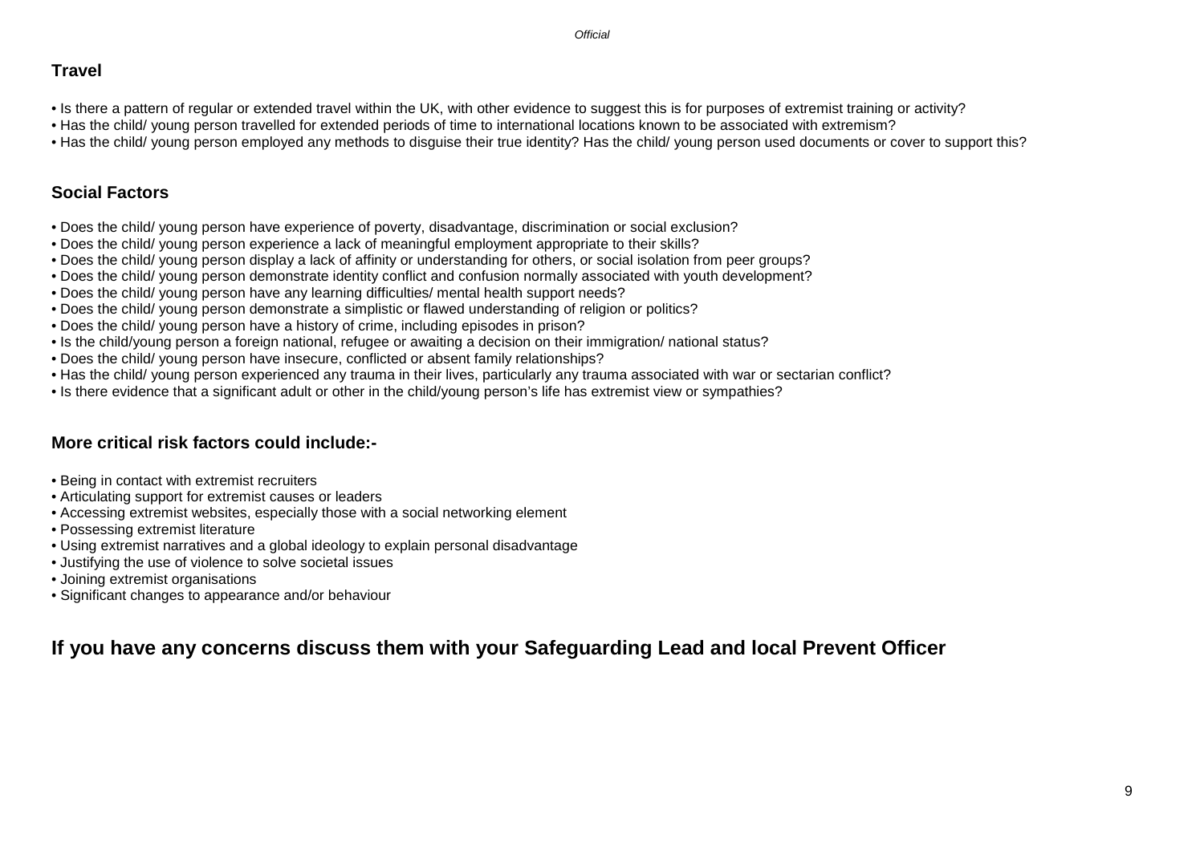### Travel

- Is there a pattern of regular or extended travel within the UK, with other evidence to suggest this is for purposes of extremist training or activity?
- Has the child/ young person travelled for extended periods of time to international locations known to be associated with extremism?
- Has the child/ young person employed any methods to disguise their true identity? Has the child/ young person used documents or cover to support this?

### Social Factors

- Does the child/ young person have experience of poverty, disadvantage, discrimination or social exclusion?
- Does the child/ young person experience a lack of meaningful employment appropriate to their skills?
- Does the child/ young person display a lack of affinity or understanding for others, or social isolation from peer groups?
- Does the child/ young person demonstrate identity conflict and confusion normally associated with youth development?
- Does the child/ young person have any learning difficulties/ mental health support needs?
- Does the child/ young person demonstrate a simplistic or flawed understanding of religion or politics?
- Does the child/ young person have a history of crime, including episodes in prison?
- Is the child/young person a foreign national, refugee or awaiting a decision on their immigration/ national status?
- Does the child/ young person have insecure, conflicted or absent family relationships?
- Has the child/ young person experienced any trauma in their lives, particularly any trauma associated with war or sectarian conflict?
- Is there evidence that a significant adult or other in the child/young person's life has extremist view or sympathies?

### More critical risk factors could include:-

- Being in contact with extremist recruiters
- Articulating support for extremist causes or leaders
- Accessing extremist websites, especially those with a social networking element
- Possessing extremist literature
- Using extremist narratives and a global ideology to explain personal disadvantage
- Justifying the use of violence to solve societal issues
- Joining extremist organisations
- Significant changes to appearance and/or behaviour

## If you have any concerns discuss them with your Safeguarding Lead and local Prevent Officer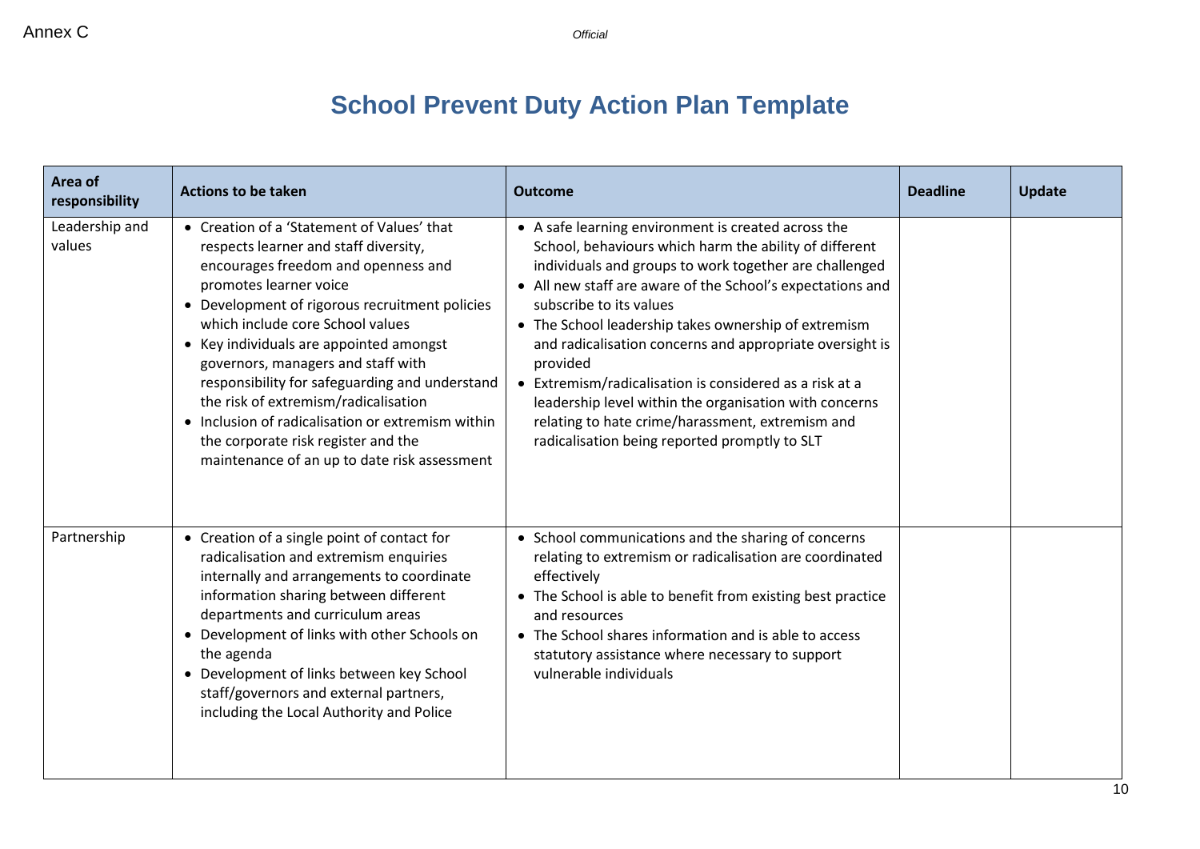Annex C

*Official*

# School Prevent Duty Action Plan Template

| Area of responsibility | Actions to be taken | Outcome | Deadline | Update |
|---|---|---|---|---|
| Leadership and values | • Creation of a 'Statement of Values' that respects learner and staff diversity, encourages freedom and openness and promotes learner voice<br>• Development of rigorous recruitment policies which include core School values<br>• Key individuals are appointed amongst governors, managers and staff with responsibility for safeguarding and understand the risk of extremism/radicalisation<br>• Inclusion of radicalisation or extremism within the corporate risk register and the maintenance of an up to date risk assessment | • A safe learning environment is created across the School, behaviours which harm the ability of different individuals and groups to work together are challenged<br>• All new staff are aware of the School's expectations and subscribe to its values<br>• The School leadership takes ownership of extremism and radicalisation concerns and appropriate oversight is provided<br>• Extremism/radicalisation is considered as a risk at a leadership level within the organisation with concerns relating to hate crime/harassment, extremism and radicalisation being reported promptly to SLT | | |
| Partnership | • Creation of a single point of contact for radicalisation and extremism enquiries internally and arrangements to coordinate information sharing between different departments and curriculum areas<br>• Development of links with other Schools on the agenda<br>• Development of links between key School staff/governors and external partners, including the Local Authority and Police | • School communications and the sharing of concerns relating to extremism or radicalisation are coordinated effectively<br>• The School is able to benefit from existing best practice and resources<br>• The School shares information and is able to access statutory assistance where necessary to support vulnerable individuals | | |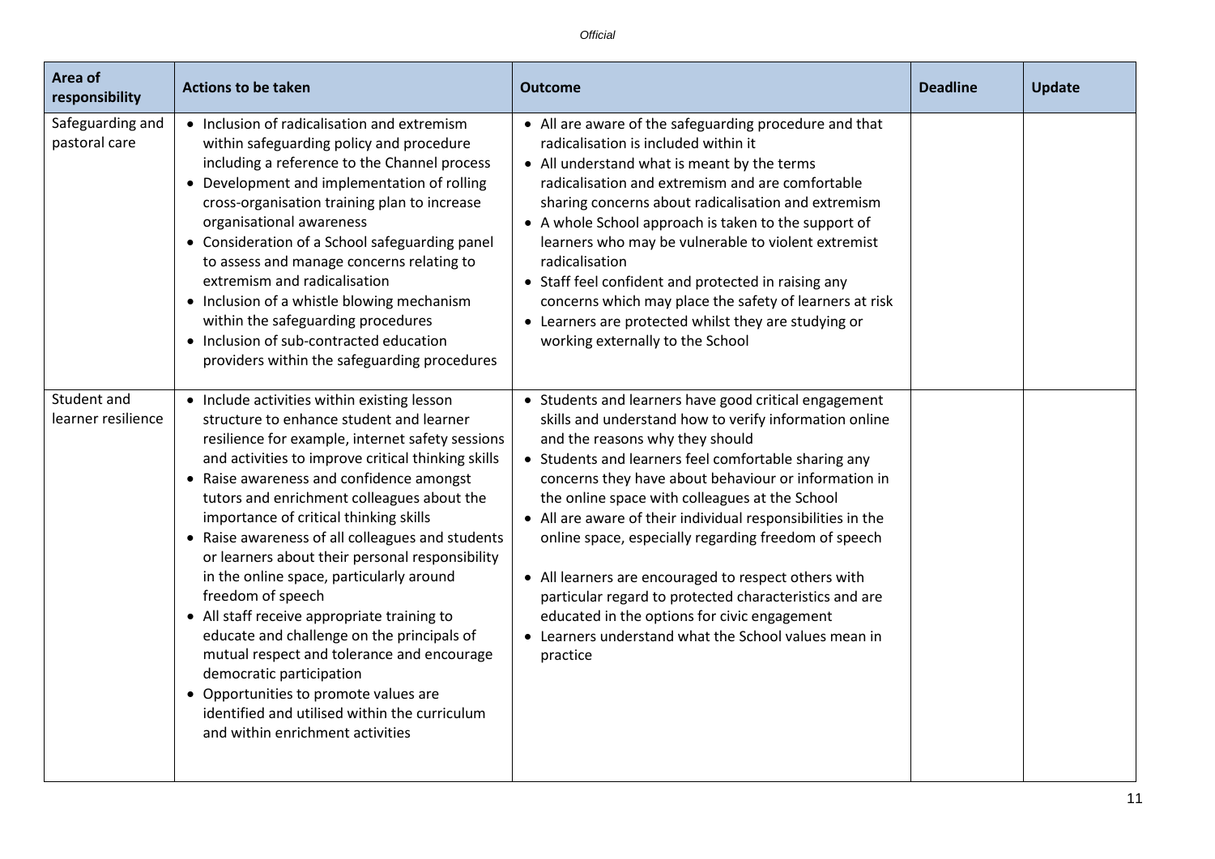| Area of responsibility | Actions to be taken | Outcome | Deadline | Update |
|---|---|---|---|---|
| Safeguarding and pastoral care | • Inclusion of radicalisation and extremism within safeguarding policy and procedure including a reference to the Channel process<br>• Development and implementation of rolling cross-organisation training plan to increase organisational awareness<br>• Consideration of a School safeguarding panel to assess and manage concerns relating to extremism and radicalisation<br>• Inclusion of a whistle blowing mechanism within the safeguarding procedures<br>• Inclusion of sub-contracted education providers within the safeguarding procedures | • All are aware of the safeguarding procedure and that radicalisation is included within it<br>• All understand what is meant by the terms radicalisation and extremism and are comfortable sharing concerns about radicalisation and extremism<br>• A whole School approach is taken to the support of learners who may be vulnerable to violent extremist radicalisation<br>• Staff feel confident and protected in raising any concerns which may place the safety of learners at risk<br>• Learners are protected whilst they are studying or working externally to the School | | |
| Student and learner resilience | • Include activities within existing lesson structure to enhance student and learner resilience for example, internet safety sessions and activities to improve critical thinking skills<br>• Raise awareness and confidence amongst tutors and enrichment colleagues about the importance of critical thinking skills<br>• Raise awareness of all colleagues and students or learners about their personal responsibility in the online space, particularly around freedom of speech<br>• All staff receive appropriate training to educate and challenge on the principals of mutual respect and tolerance and encourage democratic participation<br>• Opportunities to promote values are identified and utilised within the curriculum and within enrichment activities | • Students and learners have good critical engagement skills and understand how to verify information online and the reasons why they should<br>• Students and learners feel comfortable sharing any concerns they have about behaviour or information in the online space with colleagues at the School<br>• All are aware of their individual responsibilities in the online space, especially regarding freedom of speech<br>• All learners are encouraged to respect others with particular regard to protected characteristics and are educated in the options for civic engagement<br>• Learners understand what the School values mean in practice | | |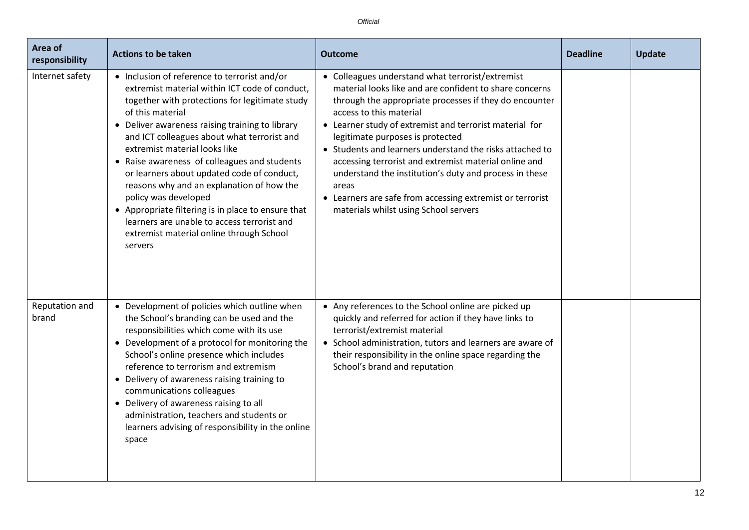| Area of responsibility | Actions to be taken | Outcome | Deadline | Update |
|---|---|---|---|---|
| Internet safety | • Inclusion of reference to terrorist and/or extremist material within ICT code of conduct, together with protections for legitimate study of this material<br>• Deliver awareness raising training to library and ICT colleagues about what terrorist and extremist material looks like<br>• Raise awareness of colleagues and students or learners about updated code of conduct, reasons why and an explanation of how the policy was developed<br>• Appropriate filtering is in place to ensure that learners are unable to access terrorist and extremist material online through School servers | • Colleagues understand what terrorist/extremist material looks like and are confident to share concerns through the appropriate processes if they do encounter access to this material<br>• Learner study of extremist and terrorist material for legitimate purposes is protected<br>• Students and learners understand the risks attached to accessing terrorist and extremist material online and understand the institution's duty and process in these areas<br>• Learners are safe from accessing extremist or terrorist materials whilst using School servers | | |
| Reputation and brand | • Development of policies which outline when the School's branding can be used and the responsibilities which come with its use<br>• Development of a protocol for monitoring the School's online presence which includes reference to terrorism and extremism<br>• Delivery of awareness raising training to communications colleagues<br>• Delivery of awareness raising to all administration, teachers and students or learners advising of responsibility in the online space | • Any references to the School online are picked up quickly and referred for action if they have links to terrorist/extremist material<br>• School administration, tutors and learners are aware of their responsibility in the online space regarding the School's brand and reputation | | |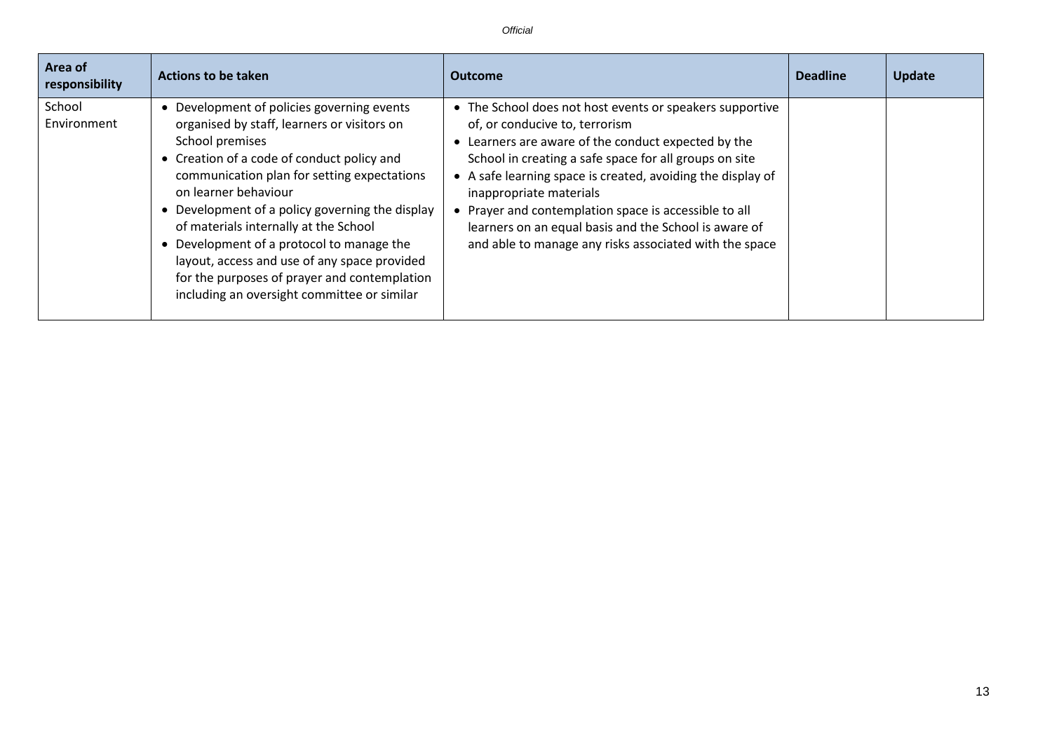| Area of responsibility | Actions to be taken | Outcome | Deadline | Update |
|---|---|---|---|---|
| School Environment | • Development of policies governing events organised by staff, learners or visitors on School premises<br>• Creation of a code of conduct policy and communication plan for setting expectations on learner behaviour<br>• Development of a policy governing the display of materials internally at the School<br>• Development of a protocol to manage the layout, access and use of any space provided for the purposes of prayer and contemplation including an oversight committee or similar | • The School does not host events or speakers supportive of, or conducive to, terrorism<br>• Learners are aware of the conduct expected by the School in creating a safe space for all groups on site<br>• A safe learning space is created, avoiding the display of inappropriate materials<br>• Prayer and contemplation space is accessible to all learners on an equal basis and the School is aware of and able to manage any risks associated with the space | | |